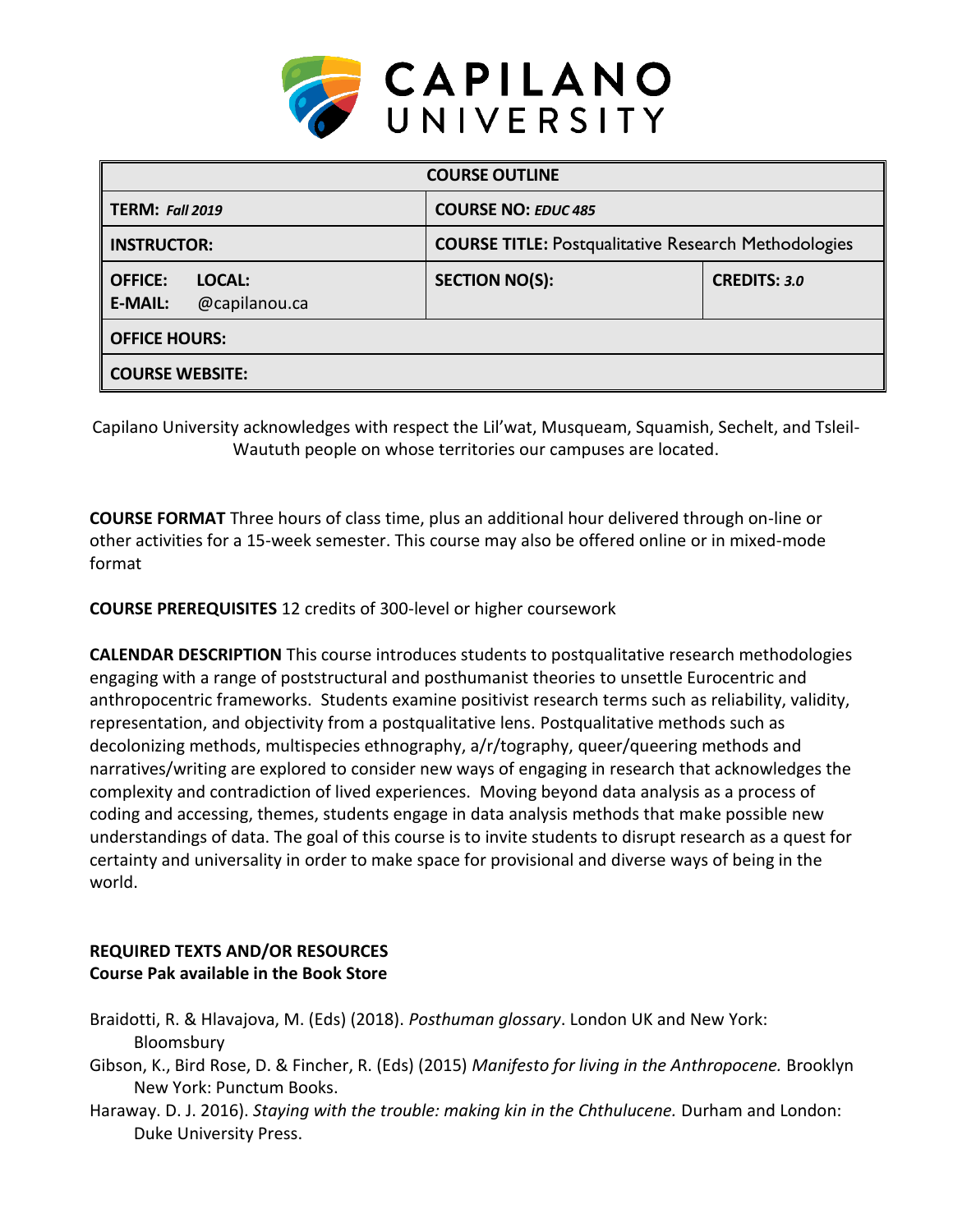| COURSE OUTLINE | | |
|---|---|---|
| **TERM:** *Fall 2019* | **COURSE NO:** *EDUC 485* | |
| **INSTRUCTOR:** | **COURSE TITLE:** Postqualitative Research Methodologies | |
| **OFFICE:** **LOCAL:** **E-MAIL:** @capilanou.ca | **SECTION NO(S):** | **CREDITS:** *3.0* |
| **OFFICE HOURS:** | | |
| **COURSE WEBSITE:** | | |

Capilano University acknowledges with respect the Lil'wat, Musqueam, Squamish, Sechelt, and Tsleil-Waututh people on whose territories our campuses are located.

**COURSE FORMAT** Three hours of class time, plus an additional hour delivered through on-line or other activities for a 15-week semester. This course may also be offered online or in mixed-mode format

**COURSE PREREQUISITES** 12 credits of 300-level or higher coursework

**CALENDAR DESCRIPTION** This course introduces students to postqualitative research methodologies engaging with a range of poststructural and posthumanist theories to unsettle Eurocentric and anthropocentric frameworks. Students examine positivist research terms such as reliability, validity, representation, and objectivity from a postqualitative lens. Postqualitative methods such as decolonizing methods, multispecies ethnography, a/r/tography, queer/queering methods and narratives/writing are explored to consider new ways of engaging in research that acknowledges the complexity and contradiction of lived experiences. Moving beyond data analysis as a process of coding and accessing, themes, students engage in data analysis methods that make possible new understandings of data. The goal of this course is to invite students to disrupt research as a quest for certainty and universality in order to make space for provisional and diverse ways of being in the world.

**REQUIRED TEXTS AND/OR RESOURCES**
**Course Pak available in the Book Store**

Braidotti, R. & Hlavajova, M. (Eds) (2018). *Posthuman glossary*. London UK and New York: Bloomsbury

Gibson, K., Bird Rose, D. & Fincher, R. (Eds) (2015) *Manifesto for living in the Anthropocene.* Brooklyn New York: Punctum Books.

Haraway. D. J. 2016). *Staying with the trouble: making kin in the Chthulucene.* Durham and London: Duke University Press.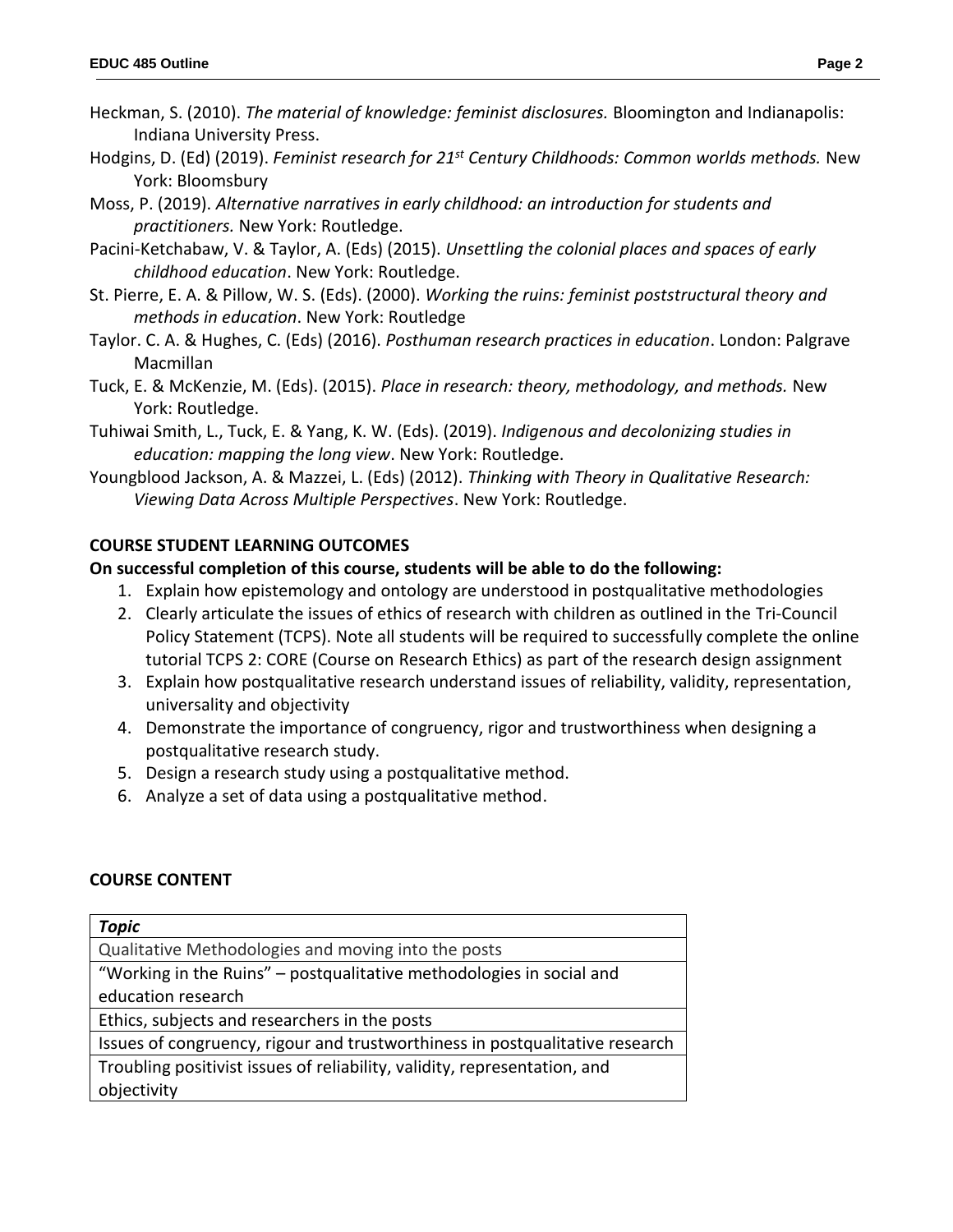Heckman, S. (2010). *The material of knowledge: feminist disclosures.* Bloomington and Indianapolis: Indiana University Press.

Hodgins, D. (Ed) (2019). *Feminist research for 21st Century Childhoods: Common worlds methods.* New York: Bloomsbury

Moss, P. (2019). *Alternative narratives in early childhood: an introduction for students and practitioners.* New York: Routledge.

Pacini-Ketchabaw, V. & Taylor, A. (Eds) (2015). *Unsettling the colonial places and spaces of early childhood education*. New York: Routledge.

St. Pierre, E. A. & Pillow, W. S. (Eds). (2000). *Working the ruins: feminist poststructural theory and methods in education*. New York: Routledge

Taylor. C. A. & Hughes, C. (Eds) (2016). *Posthuman research practices in education*. London: Palgrave Macmillan

Tuck, E. & McKenzie, M. (Eds). (2015). *Place in research: theory, methodology, and methods.* New York: Routledge.

Tuhiwai Smith, L., Tuck, E. & Yang, K. W. (Eds). (2019). *Indigenous and decolonizing studies in education: mapping the long view*. New York: Routledge.

Youngblood Jackson, A. & Mazzei, L. (Eds) (2012). *Thinking with Theory in Qualitative Research: Viewing Data Across Multiple Perspectives*. New York: Routledge.

## COURSE STUDENT LEARNING OUTCOMES

**On successful completion of this course, students will be able to do the following:**

1. Explain how epistemology and ontology are understood in postqualitative methodologies
2. Clearly articulate the issues of ethics of research with children as outlined in the Tri-Council Policy Statement (TCPS). Note all students will be required to successfully complete the online tutorial TCPS 2: CORE (Course on Research Ethics) as part of the research design assignment
3. Explain how postqualitative research understand issues of reliability, validity, representation, universality and objectivity
4. Demonstrate the importance of congruency, rigor and trustworthiness when designing a postqualitative research study.
5. Design a research study using a postqualitative method.
6. Analyze a set of data using a postqualitative method.

## COURSE CONTENT

| ***Topic*** |
| --- |
| Qualitative Methodologies and moving into the posts |
| "Working in the Ruins" – postqualitative methodologies in social and education research |
| Ethics, subjects and researchers in the posts |
| Issues of congruency, rigour and trustworthiness in postqualitative research |
| Troubling positivist issues of reliability, validity, representation, and objectivity |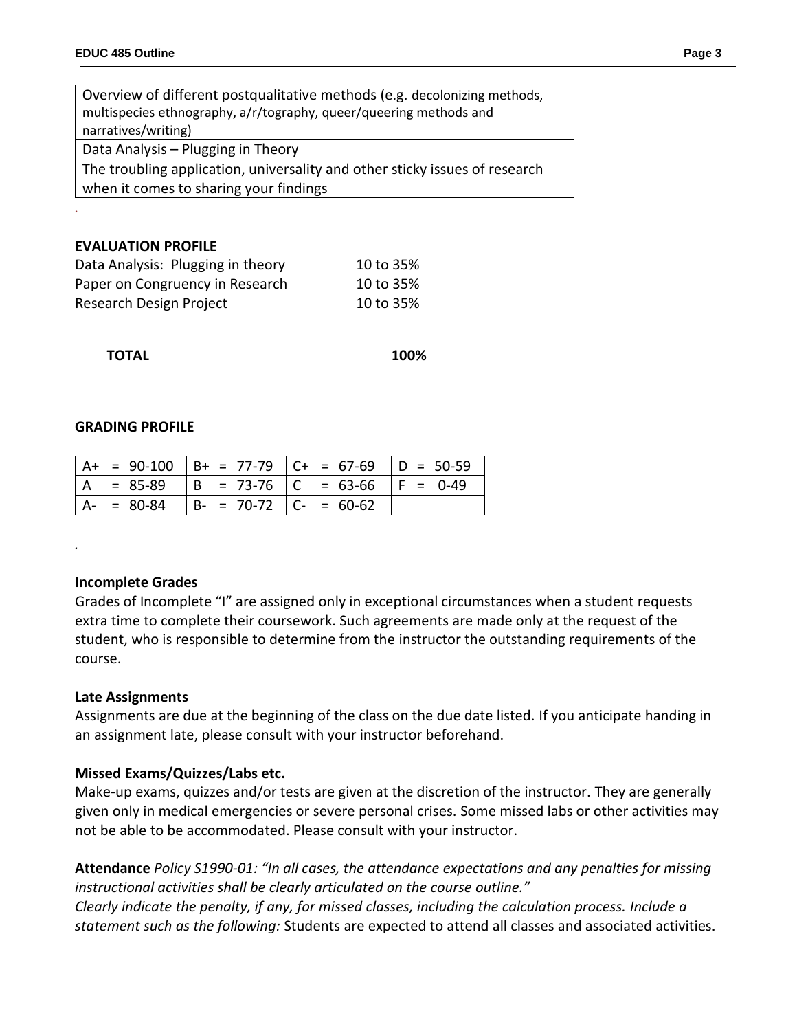| Overview of different postqualitative methods (e.g. decolonizing methods, multispecies ethnography, a/r/tography, queer/queering methods and narratives/writing) |
|---|
| Data Analysis – Plugging in Theory |
| The troubling application, universality and other sticky issues of research when it comes to sharing your findings |

.

**EVALUATION PROFILE**

| | |
|---|---|
| Data Analysis: Plugging in theory | 10 to 35% |
| Paper on Congruency in Research | 10 to 35% |
| Research Design Project | 10 to 35% |
| **TOTAL** | **100%** |

**GRADING PROFILE**

| | | | |
|---|---|---|---|
| A+ = 90-100 | B+ = 77-79 | C+ = 67-69 | D = 50-59 |
| A = 85-89 | B = 73-76 | C = 63-66 | F = 0-49 |
| A- = 80-84 | B- = 70-72 | C- = 60-62 | |

.

**Incomplete Grades**

Grades of Incomplete "I" are assigned only in exceptional circumstances when a student requests extra time to complete their coursework. Such agreements are made only at the request of the student, who is responsible to determine from the instructor the outstanding requirements of the course.

**Late Assignments**

Assignments are due at the beginning of the class on the due date listed. If you anticipate handing in an assignment late, please consult with your instructor beforehand.

**Missed Exams/Quizzes/Labs etc.**

Make-up exams, quizzes and/or tests are given at the discretion of the instructor. They are generally given only in medical emergencies or severe personal crises. Some missed labs or other activities may not be able to be accommodated. Please consult with your instructor.

**Attendance** *Policy S1990-01: "In all cases, the attendance expectations and any penalties for missing instructional activities shall be clearly articulated on the course outline."*
*Clearly indicate the penalty, if any, for missed classes, including the calculation process. Include a statement such as the following:* Students are expected to attend all classes and associated activities.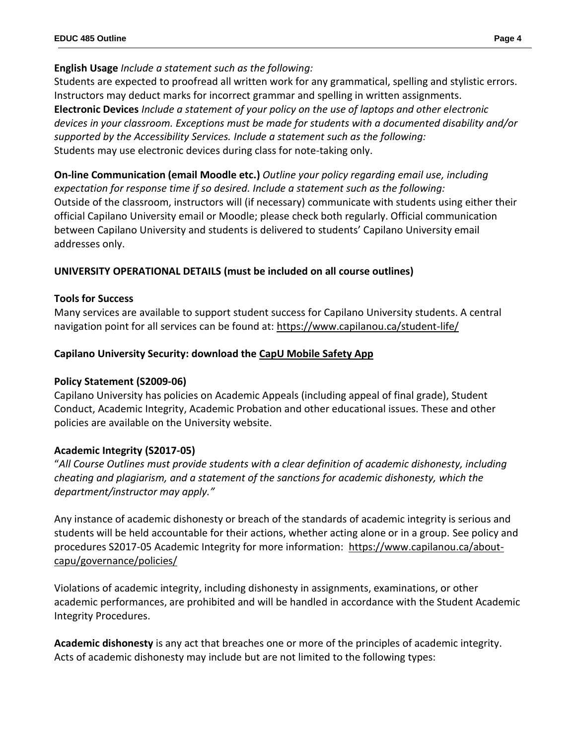**English Usage** *Include a statement such as the following:*
Students are expected to proofread all written work for any grammatical, spelling and stylistic errors. Instructors may deduct marks for incorrect grammar and spelling in written assignments.
**Electronic Devices** *Include a statement of your policy on the use of laptops and other electronic devices in your classroom. Exceptions must be made for students with a documented disability and/or supported by the Accessibility Services. Include a statement such as the following:*
Students may use electronic devices during class for note-taking only.

**On-line Communication (email Moodle etc.)** *Outline your policy regarding email use, including expectation for response time if so desired. Include a statement such as the following:*
Outside of the classroom, instructors will (if necessary) communicate with students using either their official Capilano University email or Moodle; please check both regularly. Official communication between Capilano University and students is delivered to students' Capilano University email addresses only.

## UNIVERSITY OPERATIONAL DETAILS (must be included on all course outlines)

**Tools for Success**
Many services are available to support student success for Capilano University students. A central navigation point for all services can be found at: https://www.capilanou.ca/student-life/

**Capilano University Security: download the CapU Mobile Safety App**

**Policy Statement (S2009-06)**
Capilano University has policies on Academic Appeals (including appeal of final grade), Student Conduct, Academic Integrity, Academic Probation and other educational issues. These and other policies are available on the University website.

**Academic Integrity (S2017-05)**
"*All Course Outlines must provide students with a clear definition of academic dishonesty, including cheating and plagiarism, and a statement of the sanctions for academic dishonesty, which the department/instructor may apply."*

Any instance of academic dishonesty or breach of the standards of academic integrity is serious and students will be held accountable for their actions, whether acting alone or in a group. See policy and procedures S2017-05 Academic Integrity for more information: https://www.capilanou.ca/about-capu/governance/policies/

Violations of academic integrity, including dishonesty in assignments, examinations, or other academic performances, are prohibited and will be handled in accordance with the Student Academic Integrity Procedures.

**Academic dishonesty** is any act that breaches one or more of the principles of academic integrity. Acts of academic dishonesty may include but are not limited to the following types: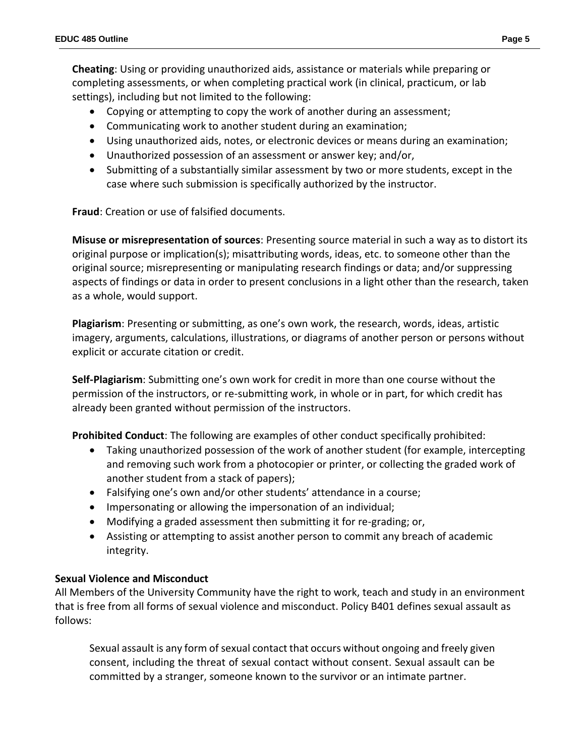**Cheating**: Using or providing unauthorized aids, assistance or materials while preparing or completing assessments, or when completing practical work (in clinical, practicum, or lab settings), including but not limited to the following:

- Copying or attempting to copy the work of another during an assessment;
- Communicating work to another student during an examination;
- Using unauthorized aids, notes, or electronic devices or means during an examination;
- Unauthorized possession of an assessment or answer key; and/or,
- Submitting of a substantially similar assessment by two or more students, except in the case where such submission is specifically authorized by the instructor.

**Fraud**: Creation or use of falsified documents.

**Misuse or misrepresentation of sources**: Presenting source material in such a way as to distort its original purpose or implication(s); misattributing words, ideas, etc. to someone other than the original source; misrepresenting or manipulating research findings or data; and/or suppressing aspects of findings or data in order to present conclusions in a light other than the research, taken as a whole, would support.

**Plagiarism**: Presenting or submitting, as one's own work, the research, words, ideas, artistic imagery, arguments, calculations, illustrations, or diagrams of another person or persons without explicit or accurate citation or credit.

**Self-Plagiarism**: Submitting one's own work for credit in more than one course without the permission of the instructors, or re-submitting work, in whole or in part, for which credit has already been granted without permission of the instructors.

**Prohibited Conduct**: The following are examples of other conduct specifically prohibited:

- Taking unauthorized possession of the work of another student (for example, intercepting and removing such work from a photocopier or printer, or collecting the graded work of another student from a stack of papers);
- Falsifying one's own and/or other students' attendance in a course;
- Impersonating or allowing the impersonation of an individual;
- Modifying a graded assessment then submitting it for re-grading; or,
- Assisting or attempting to assist another person to commit any breach of academic integrity.

### Sexual Violence and Misconduct

All Members of the University Community have the right to work, teach and study in an environment that is free from all forms of sexual violence and misconduct. Policy B401 defines sexual assault as follows:

> Sexual assault is any form of sexual contact that occurs without ongoing and freely given consent, including the threat of sexual contact without consent. Sexual assault can be committed by a stranger, someone known to the survivor or an intimate partner.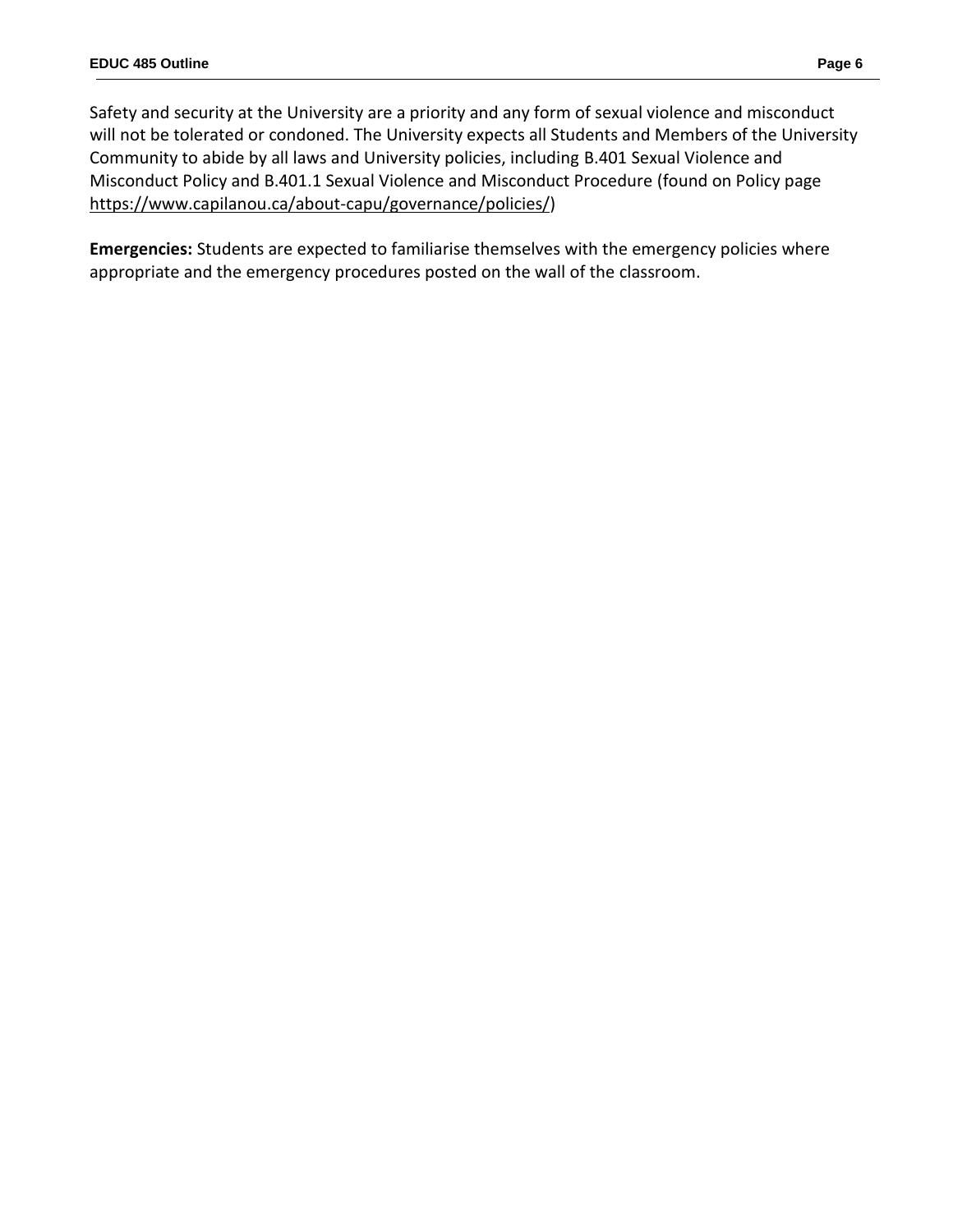Safety and security at the University are a priority and any form of sexual violence and misconduct will not be tolerated or condoned. The University expects all Students and Members of the University Community to abide by all laws and University policies, including B.401 Sexual Violence and Misconduct Policy and B.401.1 Sexual Violence and Misconduct Procedure (found on Policy page https://www.capilanou.ca/about-capu/governance/policies/)

**Emergencies:** Students are expected to familiarise themselves with the emergency policies where appropriate and the emergency procedures posted on the wall of the classroom.